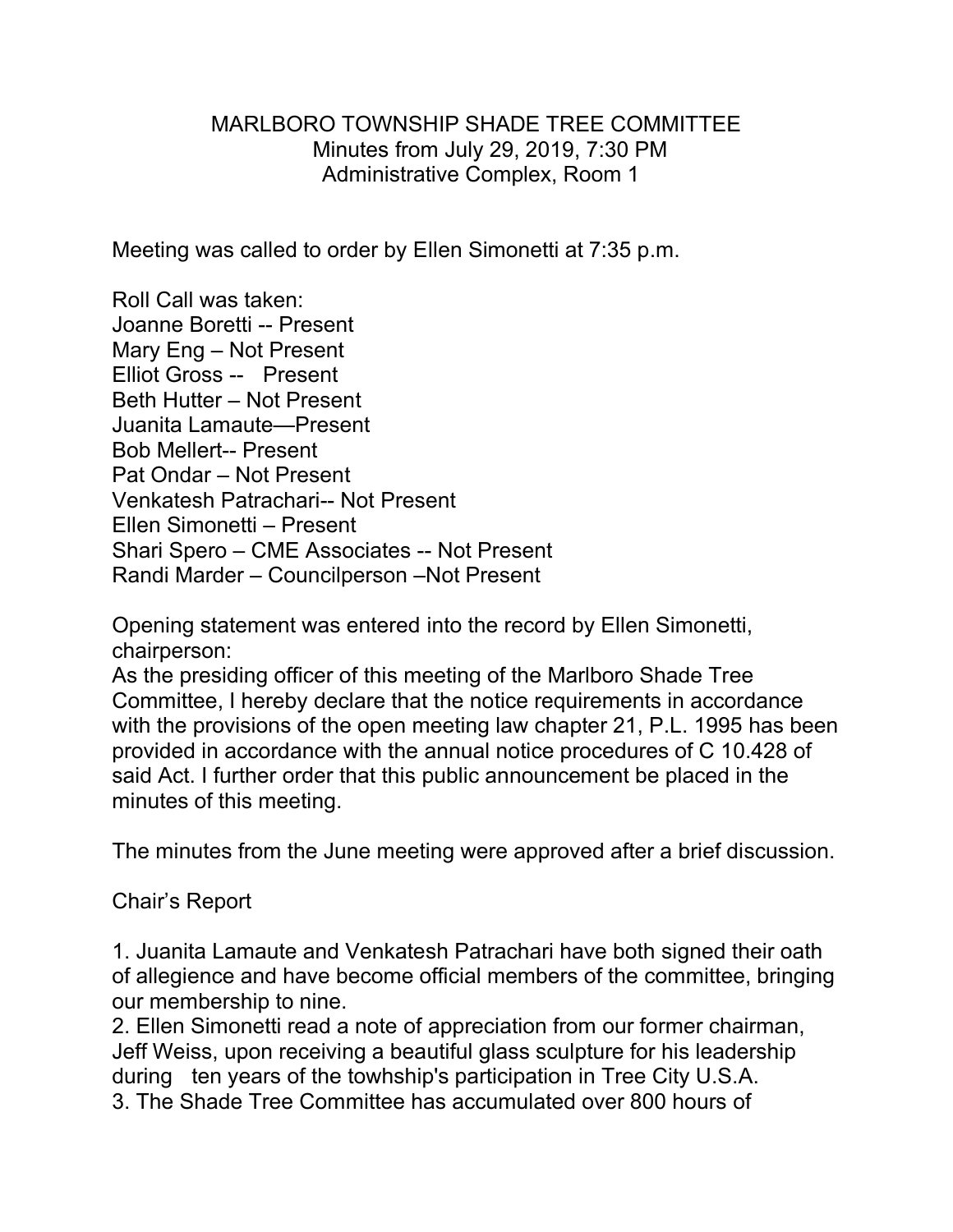MARLBORO TOWNSHIP SHADE TREE COMMITTEE
Minutes from July 29, 2019, 7:30 PM
Administrative Complex, Room 1

Meeting was called to order by Ellen Simonetti at 7:35 p.m.

Roll Call was taken:
Joanne Boretti -- Present
Mary Eng – Not Present
Elliot Gross -- Present
Beth Hutter – Not Present
Juanita Lamaute—Present
Bob Mellert-- Present
Pat Ondar – Not Present
Venkatesh Patrachari-- Not Present
Ellen Simonetti – Present
Shari Spero – CME Associates -- Not Present
Randi Marder – Councilperson –Not Present

Opening statement was entered into the record by Ellen Simonetti, chairperson:
As the presiding officer of this meeting of the Marlboro Shade Tree Committee, I hereby declare that the notice requirements in accordance with the provisions of the open meeting law chapter 21, P.L. 1995 has been provided in accordance with the annual notice procedures of C 10.428 of said Act. I further order that this public announcement be placed in the minutes of this meeting.

The minutes from the June meeting were approved after a brief discussion.

Chair's Report

1. Juanita Lamaute and Venkatesh Patrachari have both signed their oath of allegience and have become official members of the committee, bringing our membership to nine.
2. Ellen Simonetti read a note of appreciation from our former chairman, Jeff Weiss, upon receiving a beautiful glass sculpture for his leadership during ten years of the towhship's participation in Tree City U.S.A.
3. The Shade Tree Committee has accumulated over 800 hours of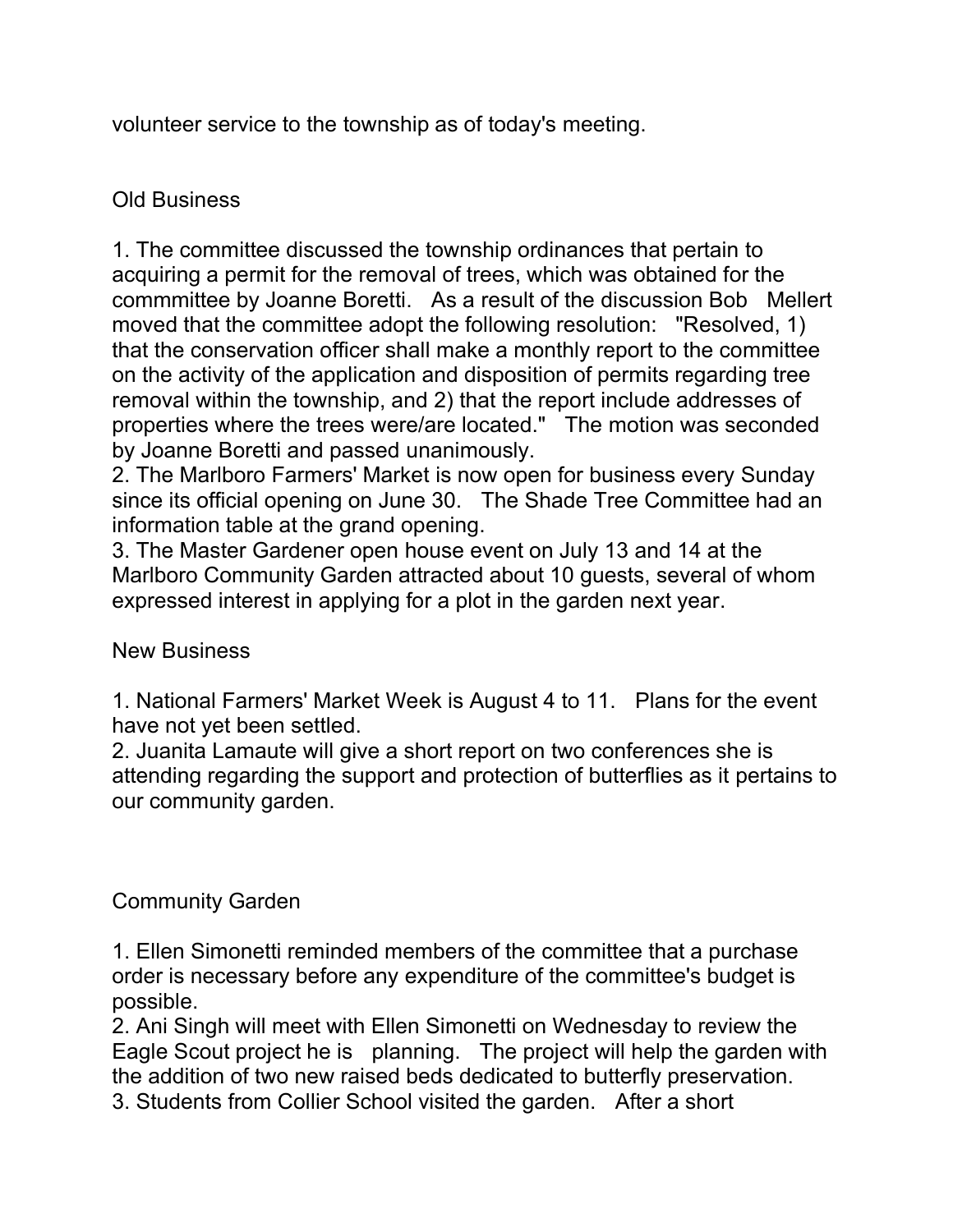volunteer service to the township as of today's meeting.

Old Business

1. The committee discussed the township ordinances that pertain to acquiring a permit for the removal of trees, which was obtained for the commmittee by Joanne Boretti. As a result of the discussion Bob Mellert moved that the committee adopt the following resolution: "Resolved, 1) that the conservation officer shall make a monthly report to the committee on the activity of the application and disposition of permits regarding tree removal within the township, and 2) that the report include addresses of properties where the trees were/are located." The motion was seconded by Joanne Boretti and passed unanimously.
2. The Marlboro Farmers' Market is now open for business every Sunday since its official opening on June 30. The Shade Tree Committee had an information table at the grand opening.
3. The Master Gardener open house event on July 13 and 14 at the Marlboro Community Garden attracted about 10 guests, several of whom expressed interest in applying for a plot in the garden next year.

New Business

1. National Farmers' Market Week is August 4 to 11. Plans for the event have not yet been settled.
2. Juanita Lamaute will give a short report on two conferences she is attending regarding the support and protection of butterflies as it pertains to our community garden.

Community Garden

1. Ellen Simonetti reminded members of the committee that a purchase order is necessary before any expenditure of the committee's budget is possible.
2. Ani Singh will meet with Ellen Simonetti on Wednesday to review the Eagle Scout project he is planning. The project will help the garden with the addition of two new raised beds dedicated to butterfly preservation.
3. Students from Collier School visited the garden. After a short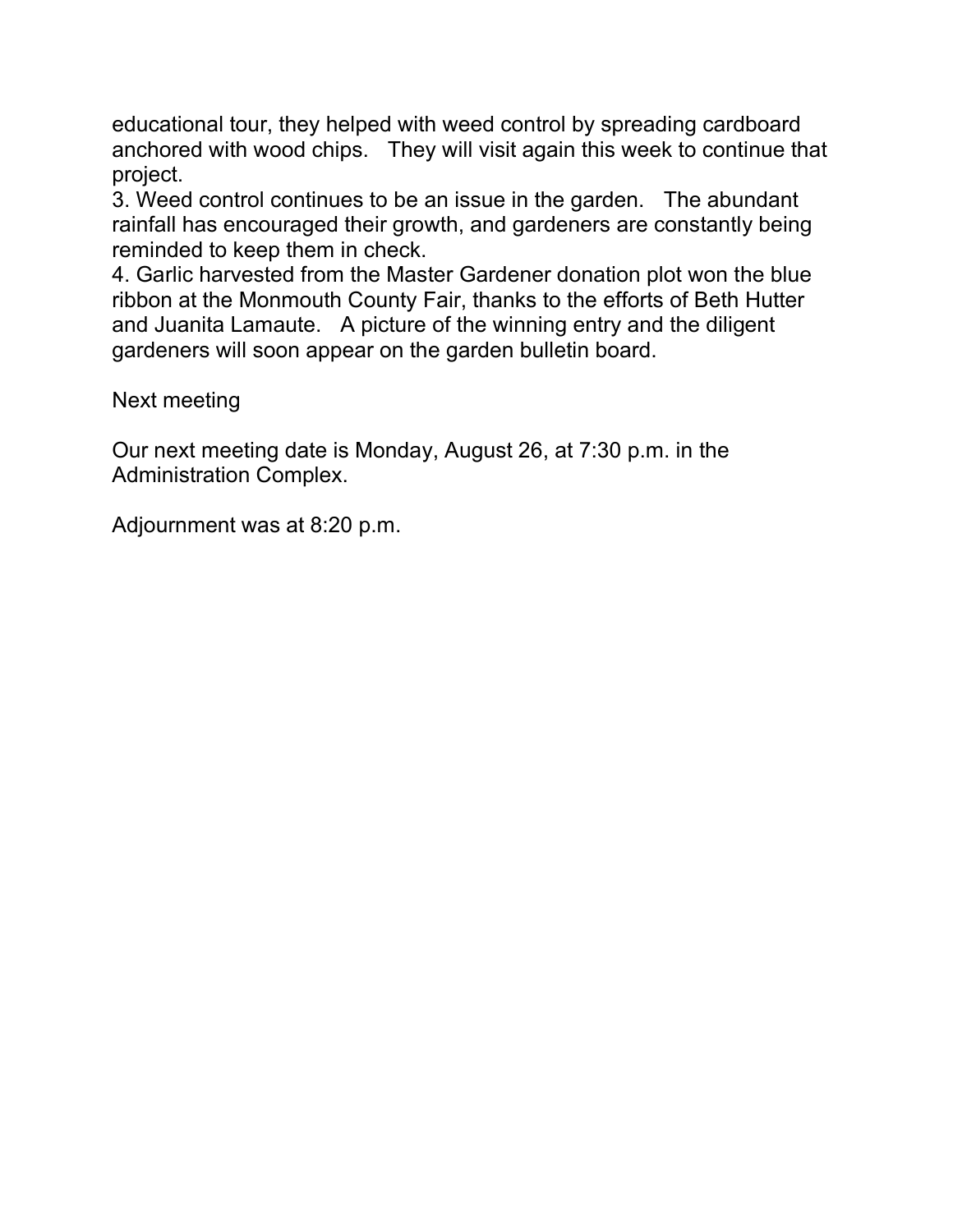educational tour, they helped with weed control by spreading cardboard anchored with wood chips. They will visit again this week to continue that project.

3. Weed control continues to be an issue in the garden. The abundant rainfall has encouraged their growth, and gardeners are constantly being reminded to keep them in check.

4. Garlic harvested from the Master Gardener donation plot won the blue ribbon at the Monmouth County Fair, thanks to the efforts of Beth Hutter and Juanita Lamaute. A picture of the winning entry and the diligent gardeners will soon appear on the garden bulletin board.

Next meeting

Our next meeting date is Monday, August 26, at 7:30 p.m. in the Administration Complex.

Adjournment was at 8:20 p.m.